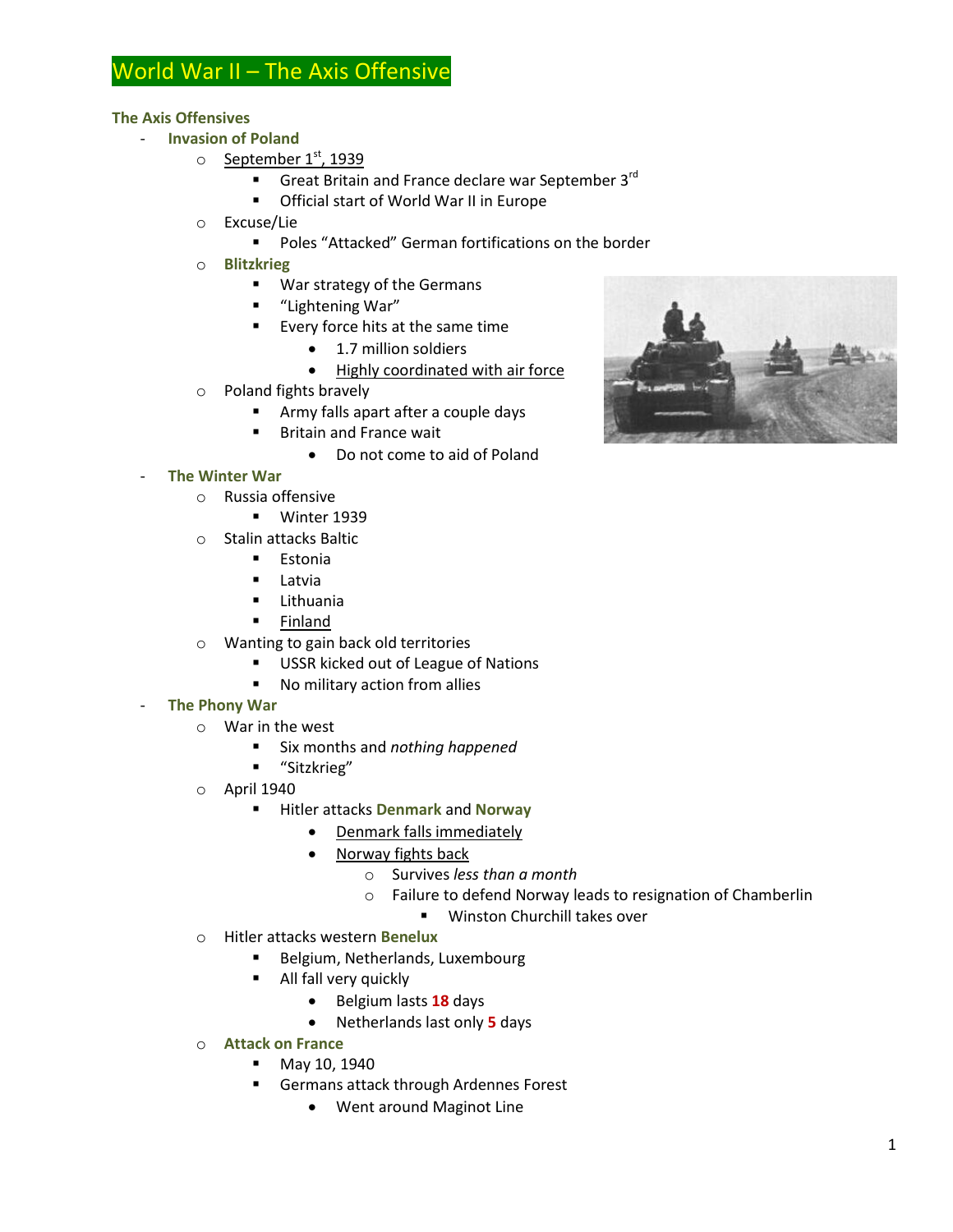# World War II – The Axis Offensive

## The Axis Offensives

- **Invasion of Poland**
  - <u>September 1st, 1939</u>
    - Great Britain and France declare war September 3rd
    - Official start of World War II in Europe
  - Excuse/Lie
    - Poles "Attacked" German fortifications on the border
  - **Blitzkrieg**
    - War strategy of the Germans
    - "Lightening War"
    - Every force hits at the same time
      - 1.7 million soldiers
      - <u>Highly coordinated with air force</u>
  - Poland fights bravely
    - Army falls apart after a couple days
    - Britain and France wait
      - Do not come to aid of Poland
- **The Winter War**
  - Russia offensive
    - Winter 1939
  - Stalin attacks Baltic
    - Estonia
    - Latvia
    - Lithuania
    - <u>Finland</u>
  - Wanting to gain back old territories
    - USSR kicked out of League of Nations
    - No military action from allies
- **The Phony War**
  - War in the west
    - Six months and *nothing happened*
    - "Sitzkrieg"
  - April 1940
    - Hitler attacks **Denmark** and **Norway**
      - <u>Denmark falls immediately</u>
      - <u>Norway fights back</u>
        - Survives *less than a month*
        - Failure to defend Norway leads to resignation of Chamberlin
          - Winston Churchill takes over
  - Hitler attacks western **Benelux**
    - Belgium, Netherlands, Luxembourg
    - All fall very quickly
      - Belgium lasts **18** days
      - Netherlands last only **5** days
  - **Attack on France**
    - May 10, 1940
    - Germans attack through Ardennes Forest
      - Went around Maginot Line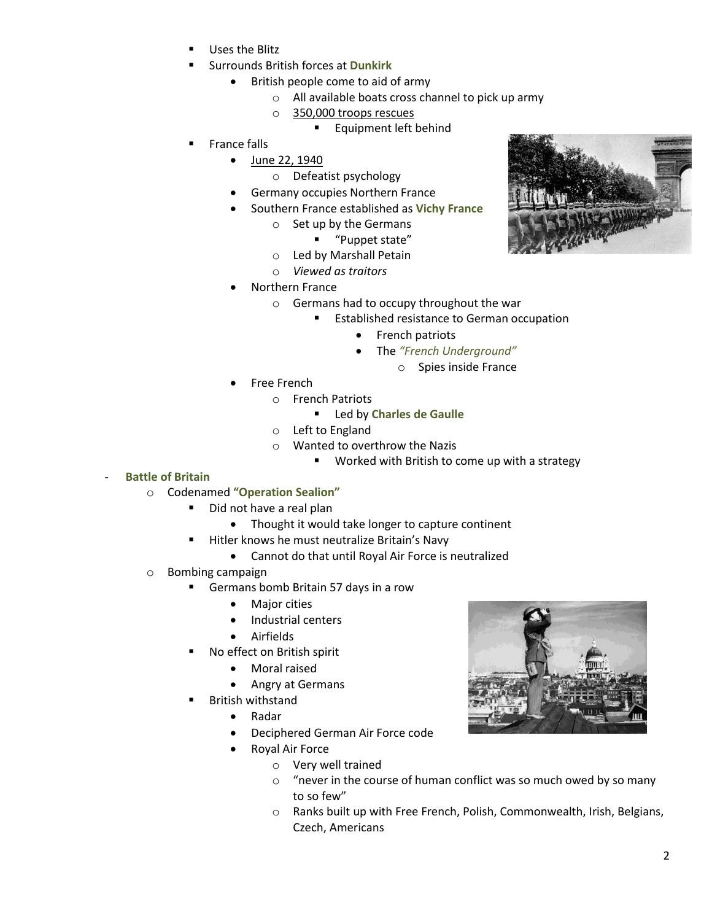- Uses the Blitz
        - Surrounds British forces at **Dunkirk**
            - British people come to aid of army
                - All available boats cross channel to pick up army
                - 350,000 troops rescues
                    - Equipment left behind
        - France falls
            - June 22, 1940
                - Defeatist psychology
            - Germany occupies Northern France
            - Southern France established as **Vichy France**
                - Set up by the Germans
                    - "Puppet state"
                - Led by Marshall Petain
                - *Viewed as traitors*
            - Northern France
                - Germans had to occupy throughout the war
                    - Established resistance to German occupation
                        - French patriots
                        - The ***"French Underground"***
                            - Spies inside France
            - Free French
                - French Patriots
                    - Led by **Charles de Gaulle**
                - Left to England
                - Wanted to overthrow the Nazis
                    - Worked with British to come up with a strategy

- **Battle of Britain**
    - Codenamed **"Operation Sealion"**
        - Did not have a real plan
            - Thought it would take longer to capture continent
        - Hitler knows he must neutralize Britain's Navy
            - Cannot do that until Royal Air Force is neutralized
    - Bombing campaign
        - Germans bomb Britain 57 days in a row
            - Major cities
            - Industrial centers
            - Airfields
        - No effect on British spirit
            - Moral raised
            - Angry at Germans
        - British withstand
            - Radar
            - Deciphered German Air Force code
            - Royal Air Force
                - Very well trained
                - "never in the course of human conflict was so much owed by so many to so few"
                - Ranks built up with Free French, Polish, Commonwealth, Irish, Belgians, Czech, Americans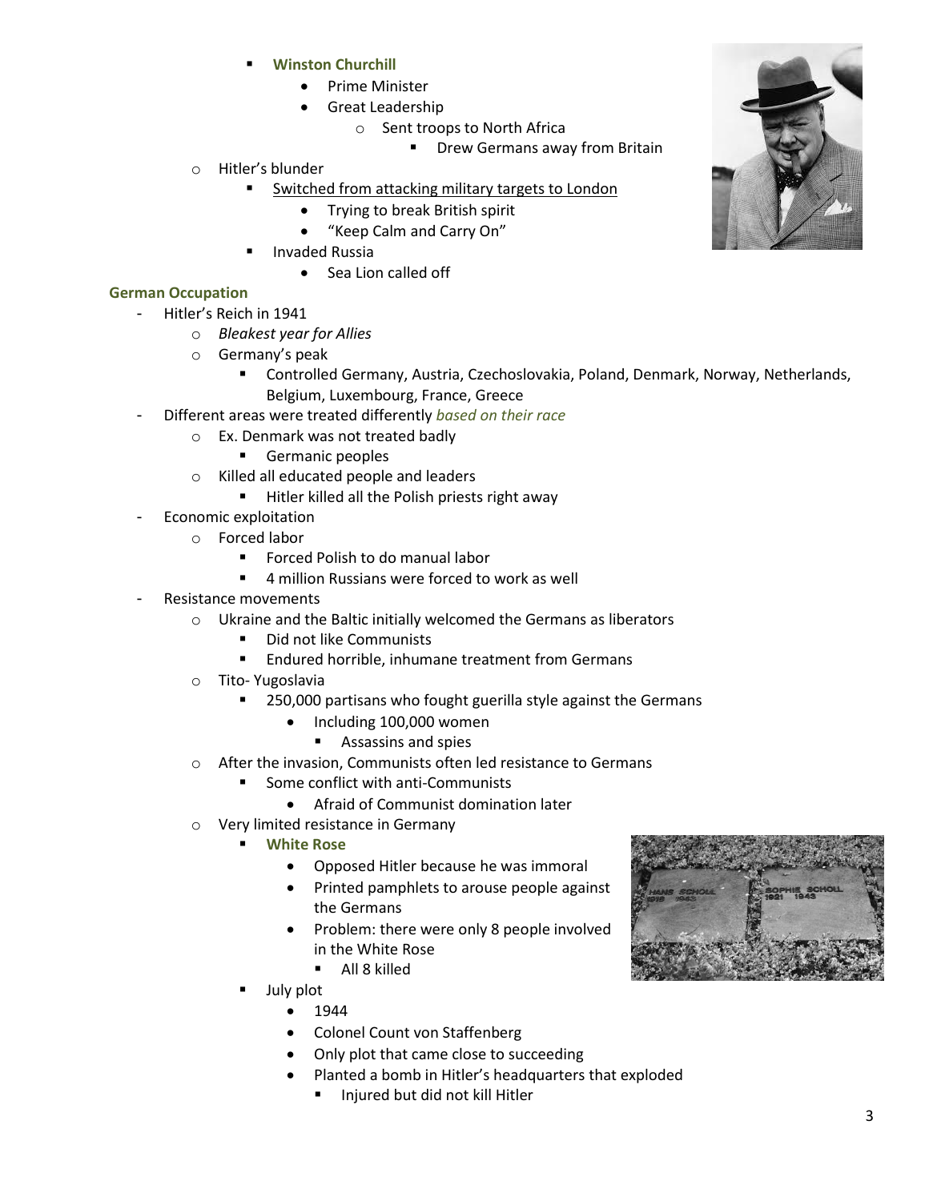- **Winston Churchill**
                - Prime Minister
                - Great Leadership
                    - Sent troops to North Africa
                        - Drew Germans away from Britain
    - Hitler's blunder
        - <u>Switched from attacking military targets to London</u>
            - Trying to break British spirit
            - "Keep Calm and Carry On"
        - Invaded Russia
            - Sea Lion called off

**German Occupation**

- Hitler's Reich in 1941
    - *Bleakest year for Allies*
    - Germany's peak
        - Controlled Germany, Austria, Czechoslovakia, Poland, Denmark, Norway, Netherlands, Belgium, Luxembourg, France, Greece
- Different areas were treated differently *based on their race*
    - Ex. Denmark was not treated badly
        - Germanic peoples
    - Killed all educated people and leaders
        - Hitler killed all the Polish priests right away
- Economic exploitation
    - Forced labor
        - Forced Polish to do manual labor
        - 4 million Russians were forced to work as well
- Resistance movements
    - Ukraine and the Baltic initially welcomed the Germans as liberators
        - Did not like Communists
        - Endured horrible, inhumane treatment from Germans
    - Tito- Yugoslavia
        - 250,000 partisans who fought guerilla style against the Germans
            - Including 100,000 women
                - Assassins and spies
    - After the invasion, Communists often led resistance to Germans
        - Some conflict with anti-Communists
            - Afraid of Communist domination later
    - Very limited resistance in Germany
        - **White Rose**
            - Opposed Hitler because he was immoral
            - Printed pamphlets to arouse people against the Germans
            - Problem: there were only 8 people involved in the White Rose
                - All 8 killed
        - July plot
            - 1944
            - Colonel Count von Staffenberg
            - Only plot that came close to succeeding
            - Planted a bomb in Hitler's headquarters that exploded
                - Injured but did not kill Hitler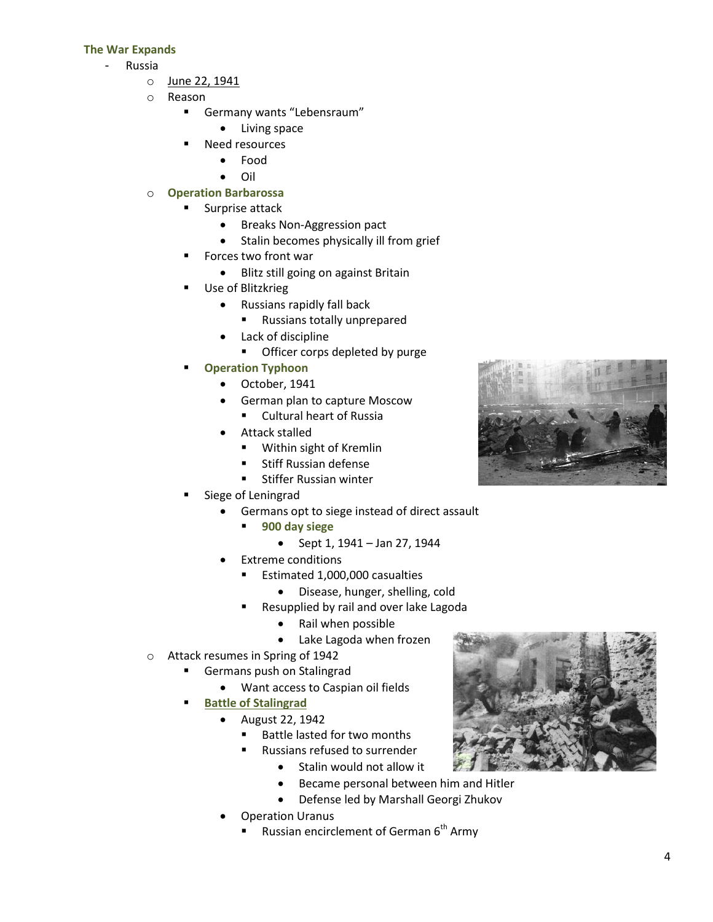### The War Expands

- Russia
  - June 22, 1941
  - Reason
    - Germany wants "Lebensraum"
      - Living space
    - Need resources
      - Food
      - Oil
  - **Operation Barbarossa**
    - Surprise attack
      - Breaks Non-Aggression pact
      - Stalin becomes physically ill from grief
    - Forces two front war
      - Blitz still going on against Britain
    - Use of Blitzkrieg
      - Russians rapidly fall back
        - Russians totally unprepared
      - Lack of discipline
        - Officer corps depleted by purge
    - **Operation Typhoon**
      - October, 1941
      - German plan to capture Moscow
        - Cultural heart of Russia
      - Attack stalled
        - Within sight of Kremlin
        - Stiff Russian defense
        - Stiffer Russian winter
    - Siege of Leningrad
      - Germans opt to siege instead of direct assault
        - **900 day siege**
          - Sept 1, 1941 – Jan 27, 1944
      - Extreme conditions
        - Estimated 1,000,000 casualties
          - Disease, hunger, shelling, cold
        - Resupplied by rail and over lake Lagoda
          - Rail when possible
          - Lake Lagoda when frozen
  - Attack resumes in Spring of 1942
    - Germans push on Stalingrad
      - Want access to Caspian oil fields
    - **Battle of Stalingrad**
      - August 22, 1942
        - Battle lasted for two months
        - Russians refused to surrender
          - Stalin would not allow it
          - Became personal between him and Hitler
          - Defense led by Marshall Georgi Zhukov
      - Operation Uranus
        - Russian encirclement of German 6th Army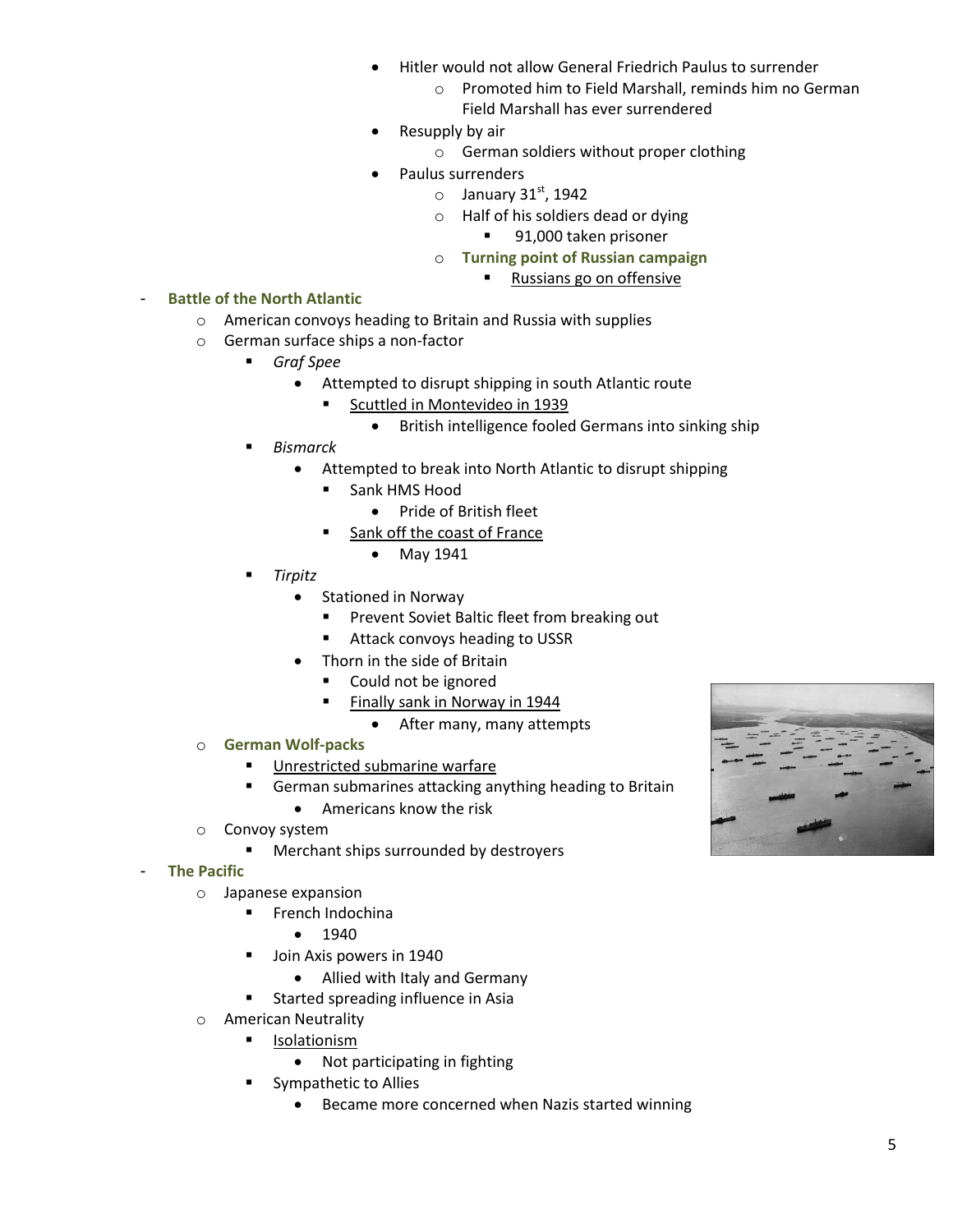- Hitler would not allow General Friedrich Paulus to surrender
  - Promoted him to Field Marshall, reminds him no German Field Marshall has ever surrendered
- Resupply by air
  - German soldiers without proper clothing
- Paulus surrenders
  - January 31st, 1942
  - Half of his soldiers dead or dying
    - 91,000 taken prisoner
  - **Turning point of Russian campaign**
    - Russians go on offensive

- **Battle of the North Atlantic**
  - American convoys heading to Britain and Russia with supplies
  - German surface ships a non-factor
    - *Graf Spee*
      - Attempted to disrupt shipping in south Atlantic route
        - Scuttled in Montevideo in 1939
          - British intelligence fooled Germans into sinking ship
    - *Bismarck*
      - Attempted to break into North Atlantic to disrupt shipping
        - Sank HMS Hood
          - Pride of British fleet
        - Sank off the coast of France
          - May 1941
    - *Tirpitz*
      - Stationed in Norway
        - Prevent Soviet Baltic fleet from breaking out
        - Attack convoys heading to USSR
      - Thorn in the side of Britain
        - Could not be ignored
        - Finally sank in Norway in 1944
          - After many, many attempts
  - **German Wolf-packs**
    - Unrestricted submarine warfare
    - German submarines attacking anything heading to Britain
      - Americans know the risk
  - Convoy system
    - Merchant ships surrounded by destroyers
- **The Pacific**
  - Japanese expansion
    - French Indochina
      - 1940
    - Join Axis powers in 1940
      - Allied with Italy and Germany
    - Started spreading influence in Asia
  - American Neutrality
    - Isolationism
      - Not participating in fighting
    - Sympathetic to Allies
      - Became more concerned when Nazis started winning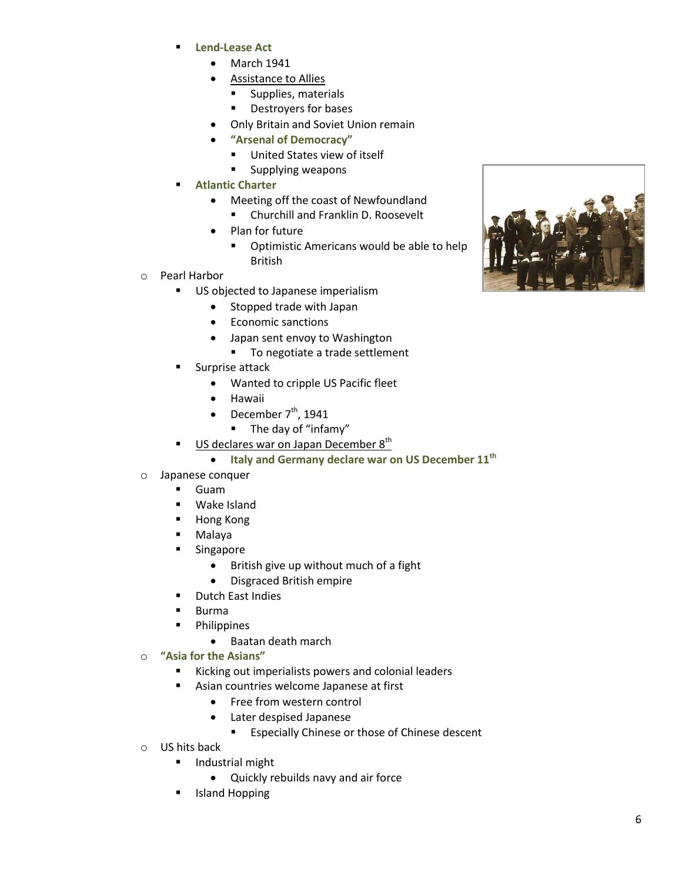- **Lend-Lease Act**
  - March 1941
  - Assistance to Allies
    - Supplies, materials
    - Destroyers for bases
  - Only Britain and Soviet Union remain
  - **"Arsenal of Democracy"**
    - United States view of itself
    - Supplying weapons
- **Atlantic Charter**
  - Meeting off the coast of Newfoundland
    - Churchill and Franklin D. Roosevelt
  - Plan for future
    - Optimistic Americans would be able to help British

- Pearl Harbor
  - US objected to Japanese imperialism
    - Stopped trade with Japan
    - Economic sanctions
    - Japan sent envoy to Washington
      - To negotiate a trade settlement
  - Surprise attack
    - Wanted to cripple US Pacific fleet
    - Hawaii
    - December 7th, 1941
      - The day of "infamy"
  - US declares war on Japan December 8th
    - **Italy and Germany declare war on US December 11th**
- Japanese conquer
  - Guam
  - Wake Island
  - Hong Kong
  - Malaya
  - Singapore
    - British give up without much of a fight
    - Disgraced British empire
  - Dutch East Indies
  - Burma
  - Philippines
    - Baatan death march
- **"Asia for the Asians"**
  - Kicking out imperialists powers and colonial leaders
  - Asian countries welcome Japanese at first
    - Free from western control
    - Later despised Japanese
      - Especially Chinese or those of Chinese descent
- US hits back
  - Industrial might
    - Quickly rebuilds navy and air force
  - Island Hopping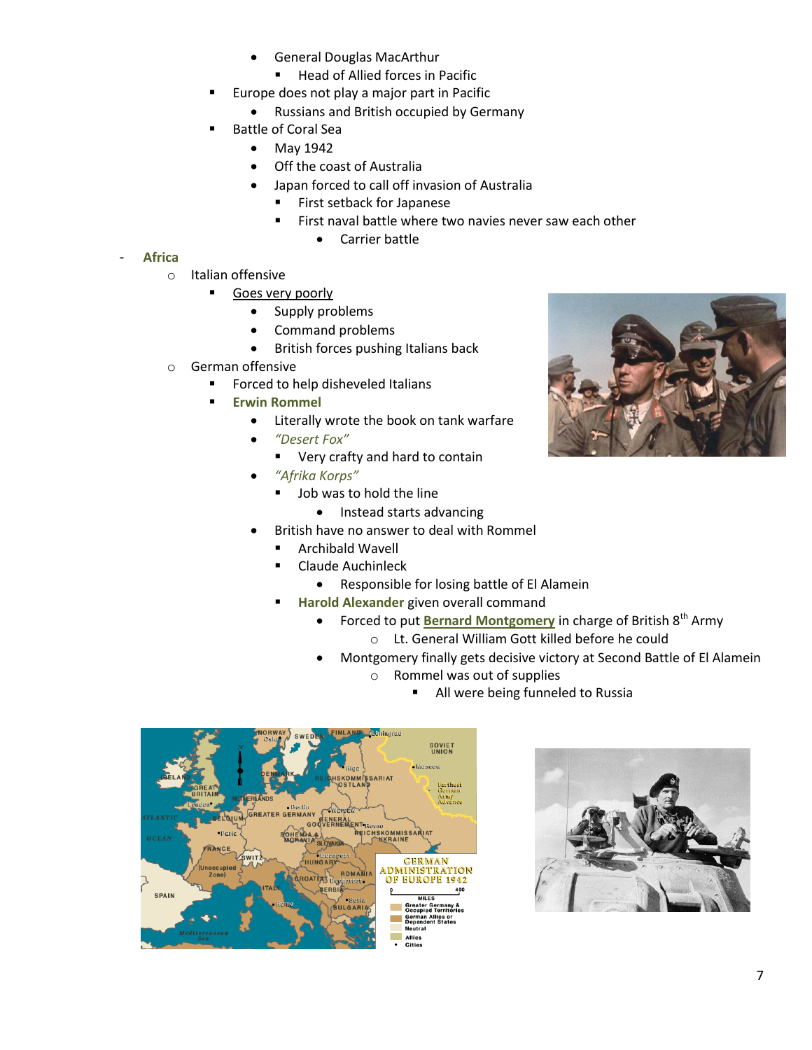- General Douglas MacArthur
  - Head of Allied forces in Pacific
- Europe does not play a major part in Pacific
  - Russians and British occupied by Germany
- Battle of Coral Sea
  - May 1942
  - Off the coast of Australia
  - Japan forced to call off invasion of Australia
    - First setback for Japanese
    - First naval battle where two navies never saw each other
      - Carrier battle

- **Africa**
  - Italian offensive
    - Goes very poorly
      - Supply problems
      - Command problems
      - British forces pushing Italians back
  - German offensive
    - Forced to help disheveled Italians
    - **Erwin Rommel**
      - Literally wrote the book on tank warfare
      - *"Desert Fox"*
        - Very crafty and hard to contain
      - *"Afrika Korps"*
        - Job was to hold the line
          - Instead starts advancing
      - British have no answer to deal with Rommel
        - Archibald Wavell
        - Claude Auchinleck
          - Responsible for losing battle of El Alamein
        - **Harold Alexander** given overall command
          - Forced to put **Bernard Montgomery** in charge of British 8th Army
            - Lt. General William Gott killed before he could
          - Montgomery finally gets decisive victory at Second Battle of El Alamein
            - Rommel was out of supplies
              - All were being funneled to Russia